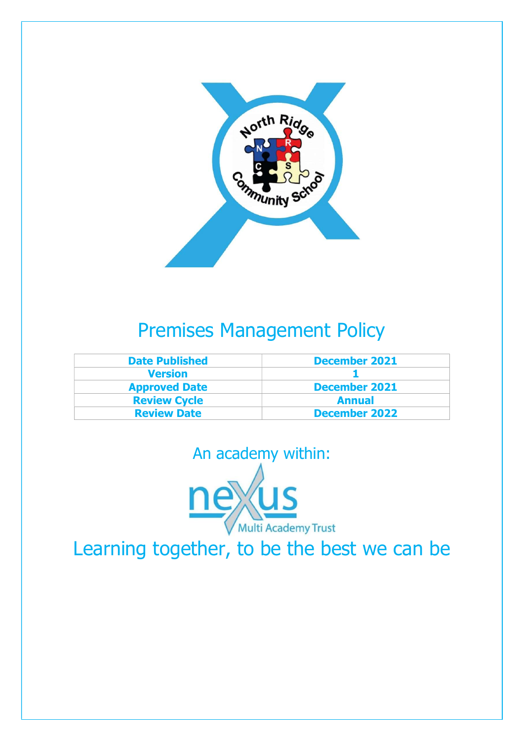# Premises Management Policy

| Date Published | December 2021 |
|---|---|
| Version | 1 |
| Approved Date | December 2021 |
| Review Cycle | Annual |
| Review Date | December 2022 |

An academy within:

Learning together, to be the best we can be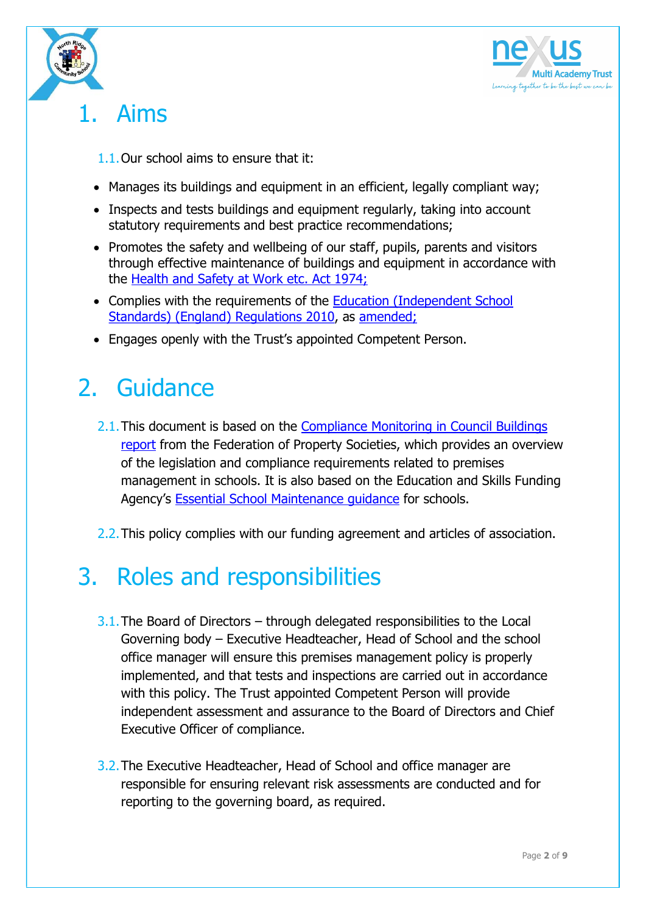# 1. Aims

1.1. Our school aims to ensure that it:

- Manages its buildings and equipment in an efficient, legally compliant way;
- Inspects and tests buildings and equipment regularly, taking into account statutory requirements and best practice recommendations;
- Promotes the safety and wellbeing of our staff, pupils, parents and visitors through effective maintenance of buildings and equipment in accordance with the Health and Safety at Work etc. Act 1974;
- Complies with the requirements of the Education (Independent School Standards) (England) Regulations 2010, as amended;
- Engages openly with the Trust's appointed Competent Person.

# 2. Guidance

2.1. This document is based on the Compliance Monitoring in Council Buildings report from the Federation of Property Societies, which provides an overview of the legislation and compliance requirements related to premises management in schools. It is also based on the Education and Skills Funding Agency's Essential School Maintenance guidance for schools.

2.2. This policy complies with our funding agreement and articles of association.

# 3. Roles and responsibilities

3.1. The Board of Directors – through delegated responsibilities to the Local Governing body – Executive Headteacher, Head of School and the school office manager will ensure this premises management policy is properly implemented, and that tests and inspections are carried out in accordance with this policy. The Trust appointed Competent Person will provide independent assessment and assurance to the Board of Directors and Chief Executive Officer of compliance.

3.2. The Executive Headteacher, Head of School and office manager are responsible for ensuring relevant risk assessments are conducted and for reporting to the governing board, as required.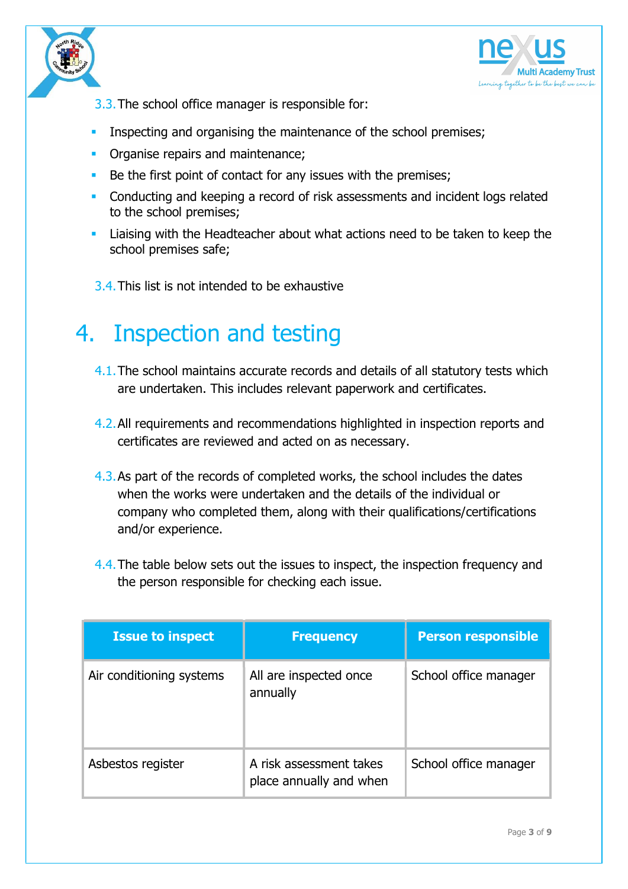3.3. The school office manager is responsible for:

- Inspecting and organising the maintenance of the school premises;
- Organise repairs and maintenance;
- Be the first point of contact for any issues with the premises;
- Conducting and keeping a record of risk assessments and incident logs related to the school premises;
- Liaising with the Headteacher about what actions need to be taken to keep the school premises safe;

3.4. This list is not intended to be exhaustive

# 4. Inspection and testing

4.1. The school maintains accurate records and details of all statutory tests which are undertaken. This includes relevant paperwork and certificates.

4.2. All requirements and recommendations highlighted in inspection reports and certificates are reviewed and acted on as necessary.

4.3. As part of the records of completed works, the school includes the dates when the works were undertaken and the details of the individual or company who completed them, along with their qualifications/certifications and/or experience.

4.4. The table below sets out the issues to inspect, the inspection frequency and the person responsible for checking each issue.

| Issue to inspect | Frequency | Person responsible |
| --- | --- | --- |
| Air conditioning systems | All are inspected once annually | School office manager |
| Asbestos register | A risk assessment takes place annually and when | School office manager |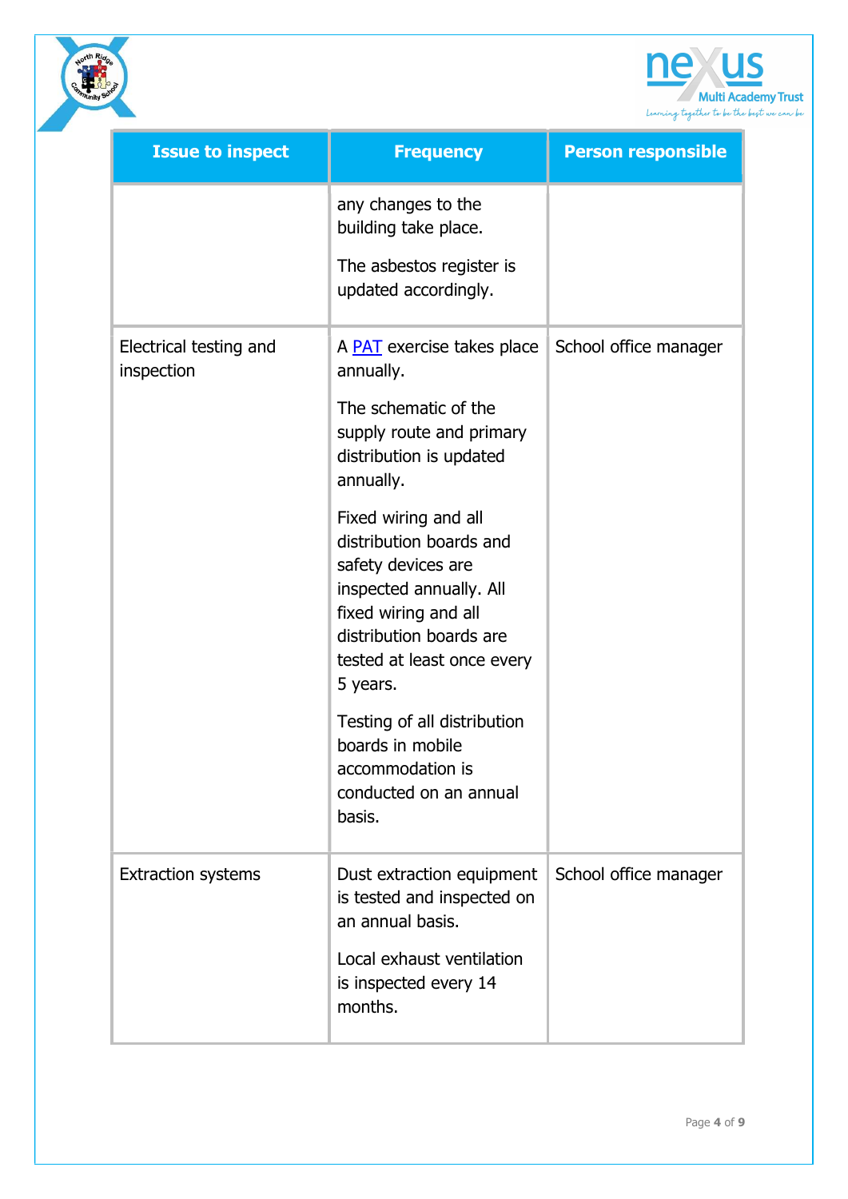| Issue to inspect | Frequency | Person responsible |
|---|---|---|
| | any changes to the building take place.<br><br>The asbestos register is updated accordingly. | |
| Electrical testing and inspection | A PAT exercise takes place annually.<br><br>The schematic of the supply route and primary distribution is updated annually.<br><br>Fixed wiring and all distribution boards and safety devices are inspected annually. All fixed wiring and all distribution boards are tested at least once every 5 years.<br><br>Testing of all distribution boards in mobile accommodation is conducted on an annual basis. | School office manager |
| Extraction systems | Dust extraction equipment is tested and inspected on an annual basis.<br><br>Local exhaust ventilation is inspected every 14 months. | School office manager |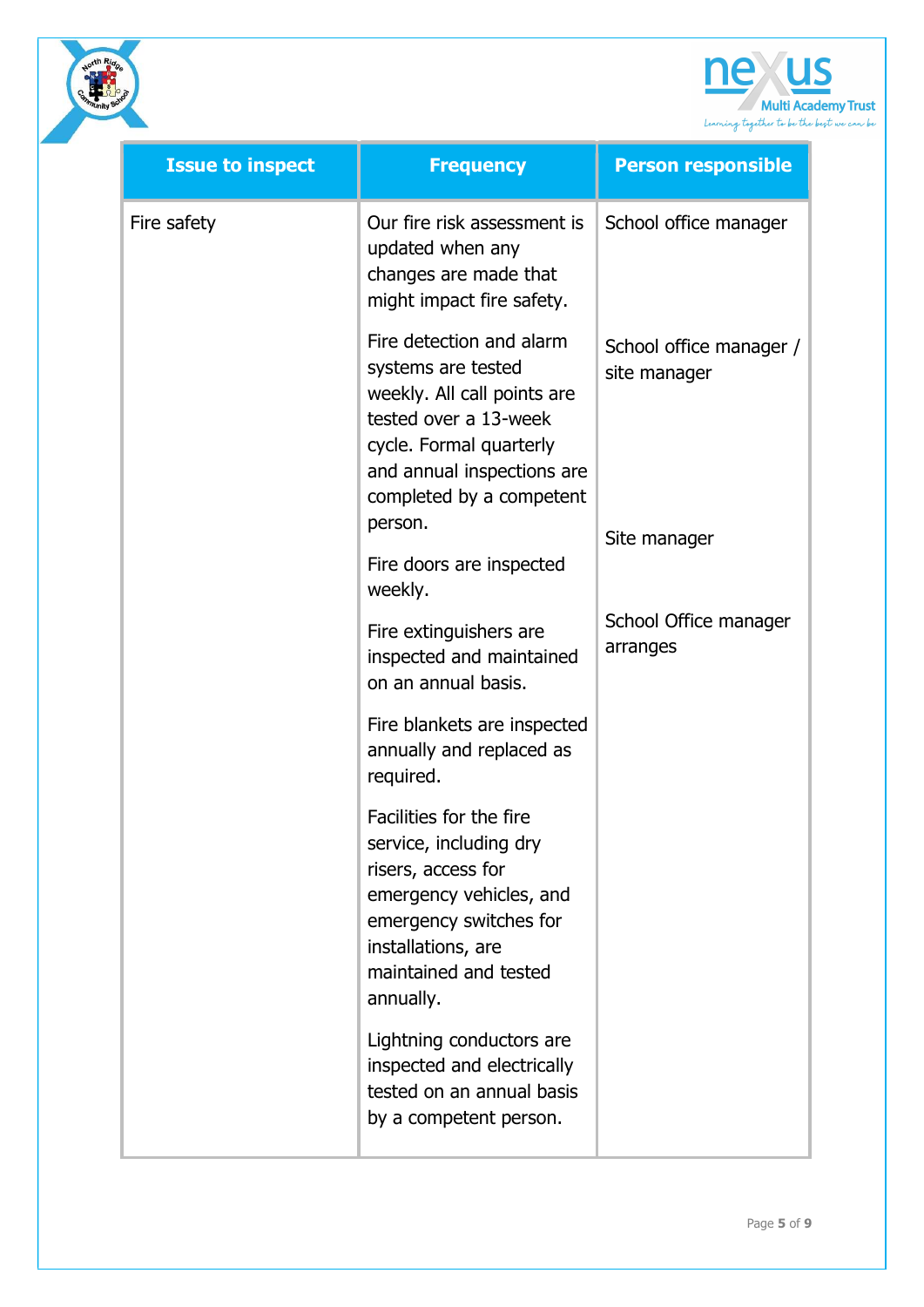| Issue to inspect | Frequency | Person responsible |
|---|---|---|
| Fire safety | Our fire risk assessment is updated when any changes are made that might impact fire safety. | School office manager |
| | Fire detection and alarm systems are tested weekly. All call points are tested over a 13-week cycle. Formal quarterly and annual inspections are completed by a competent person. | School office manager / site manager |
| | Fire doors are inspected weekly. | Site manager |
| | Fire extinguishers are inspected and maintained on an annual basis. | School Office manager arranges |
| | Fire blankets are inspected annually and replaced as required. | |
| | Facilities for the fire service, including dry risers, access for emergency vehicles, and emergency switches for installations, are maintained and tested annually. | |
| | Lightning conductors are inspected and electrically tested on an annual basis by a competent person. | |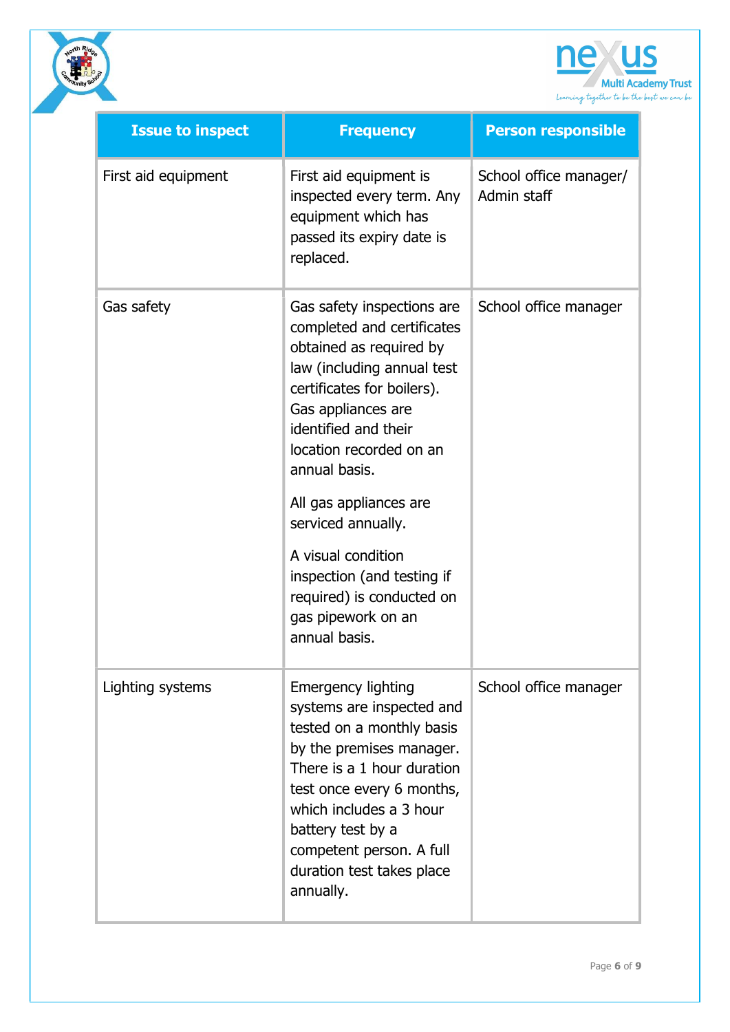| Issue to inspect | Frequency | Person responsible |
|---|---|---|
| First aid equipment | First aid equipment is inspected every term. Any equipment which has passed its expiry date is replaced. | School office manager/ Admin staff |
| Gas safety | Gas safety inspections are completed and certificates obtained as required by law (including annual test certificates for boilers). Gas appliances are identified and their location recorded on an annual basis.<br><br>All gas appliances are serviced annually.<br><br>A visual condition inspection (and testing if required) is conducted on gas pipework on an annual basis. | School office manager |
| Lighting systems | Emergency lighting systems are inspected and tested on a monthly basis by the premises manager. There is a 1 hour duration test once every 6 months, which includes a 3 hour battery test by a competent person. A full duration test takes place annually. | School office manager |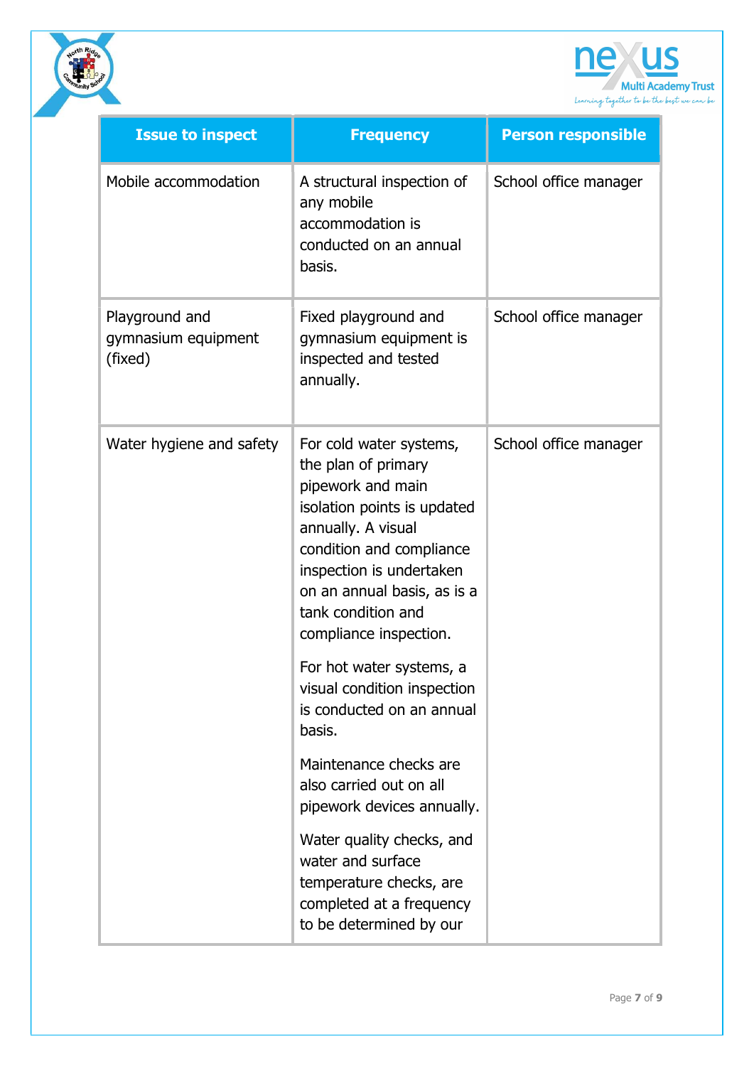| Issue to inspect | Frequency | Person responsible |
|---|---|---|
| Mobile accommodation | A structural inspection of any mobile accommodation is conducted on an annual basis. | School office manager |
| Playground and gymnasium equipment (fixed) | Fixed playground and gymnasium equipment is inspected and tested annually. | School office manager |
| Water hygiene and safety | For cold water systems, the plan of primary pipework and main isolation points is updated annually. A visual condition and compliance inspection is undertaken on an annual basis, as is a tank condition and compliance inspection.<br><br>For hot water systems, a visual condition inspection is conducted on an annual basis.<br><br>Maintenance checks are also carried out on all pipework devices annually.<br><br>Water quality checks, and water and surface temperature checks, are completed at a frequency to be determined by our | School office manager |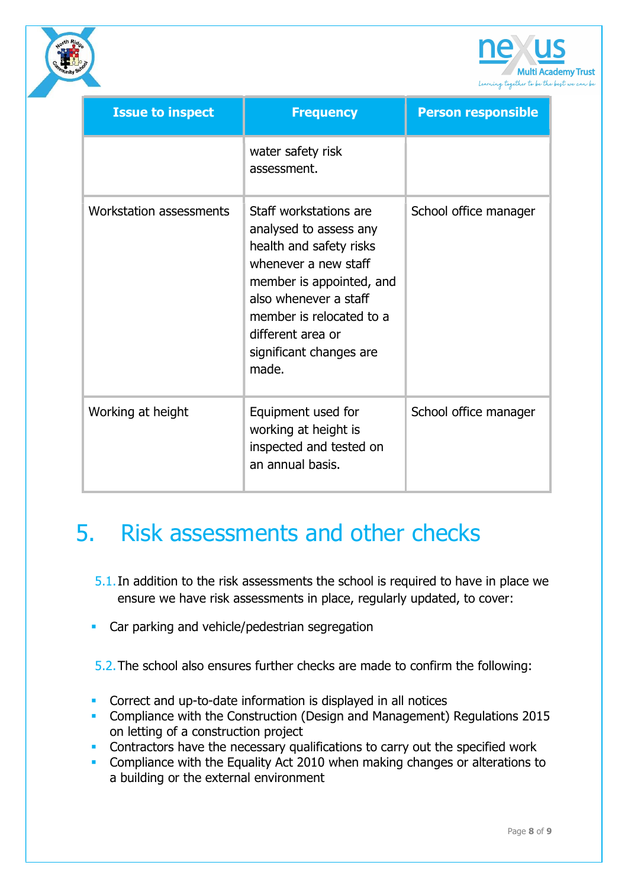| Issue to inspect | Frequency | Person responsible |
|---|---|---|
| | water safety risk assessment. | |
| Workstation assessments | Staff workstations are analysed to assess any health and safety risks whenever a new staff member is appointed, and also whenever a staff member is relocated to a different area or significant changes are made. | School office manager |
| Working at height | Equipment used for working at height is inspected and tested on an annual basis. | School office manager |

# 5. Risk assessments and other checks

5.1. In addition to the risk assessments the school is required to have in place we ensure we have risk assessments in place, regularly updated, to cover:

- Car parking and vehicle/pedestrian segregation

5.2. The school also ensures further checks are made to confirm the following:

- Correct and up-to-date information is displayed in all notices
- Compliance with the Construction (Design and Management) Regulations 2015 on letting of a construction project
- Contractors have the necessary qualifications to carry out the specified work
- Compliance with the Equality Act 2010 when making changes or alterations to a building or the external environment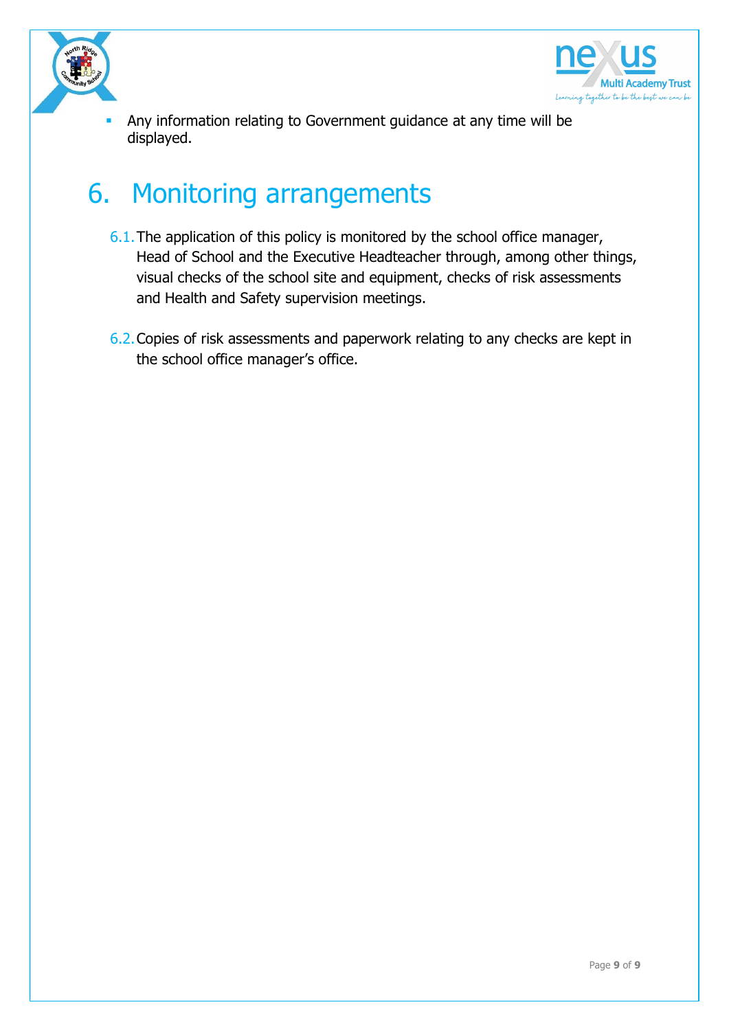- Any information relating to Government guidance at any time will be displayed.

# 6. Monitoring arrangements

6.1. The application of this policy is monitored by the school office manager, Head of School and the Executive Headteacher through, among other things, visual checks of the school site and equipment, checks of risk assessments and Health and Safety supervision meetings.

6.2. Copies of risk assessments and paperwork relating to any checks are kept in the school office manager's office.